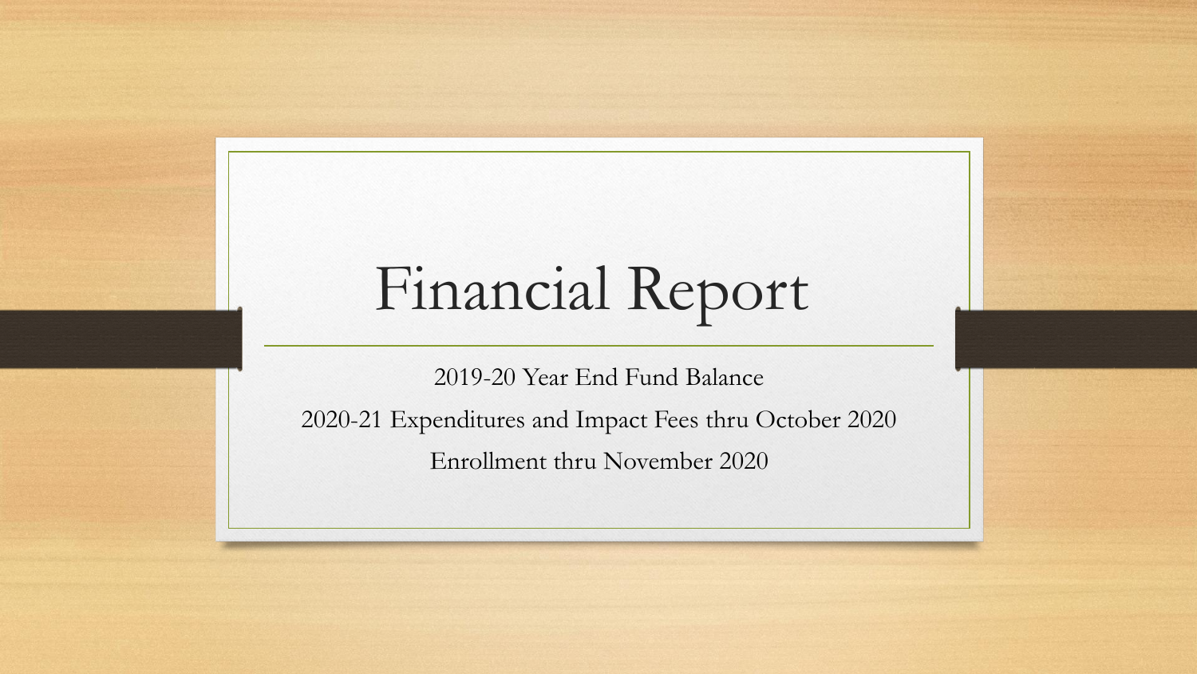# Financial Report

2019-20 Year End Fund Balance

2020-21 Expenditures and Impact Fees thru October 2020

Enrollment thru November 2020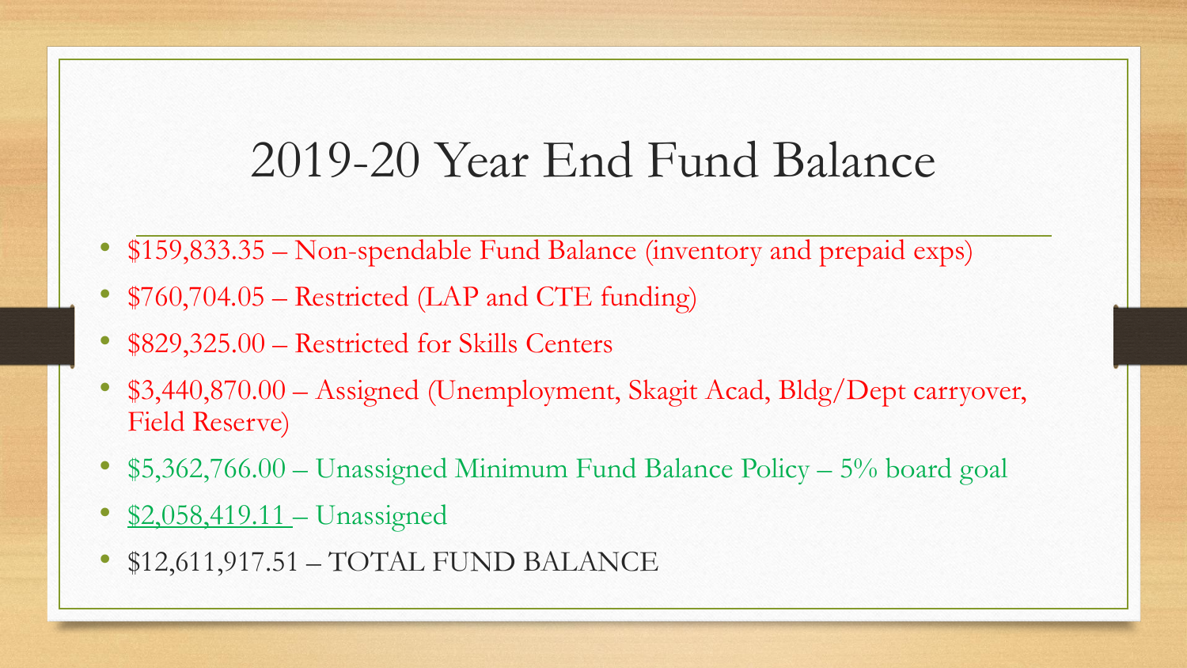# 2019-20 Year End Fund Balance

- $159,833.35 – Non-spendable Fund Balance (inventory and prepaid exps)
- $760,704.05 – Restricted (LAP and CTE funding)
- $829,325.00 – Restricted for Skills Centers
- $3,440,870.00 – Assigned (Unemployment, Skagit Acad, Bldg/Dept carryover, Field Reserve)
- $5,362,766.00 – Unassigned Minimum Fund Balance Policy – 5% board goal
- $2,058,419.11 – Unassigned
- $12,611,917.51 – TOTAL FUND BALANCE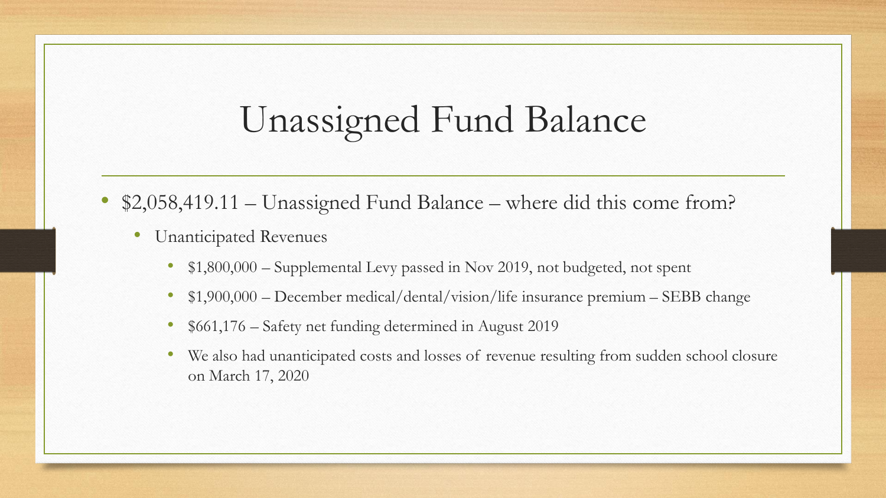# Unassigned Fund Balance

- $2,058,419.11 – Unassigned Fund Balance – where did this come from?
  - Unanticipated Revenues
    - $1,800,000 – Supplemental Levy passed in Nov 2019, not budgeted, not spent
    - $1,900,000 – December medical/dental/vision/life insurance premium – SEBB change
    - $661,176 – Safety net funding determined in August 2019
    - We also had unanticipated costs and losses of revenue resulting from sudden school closure on March 17, 2020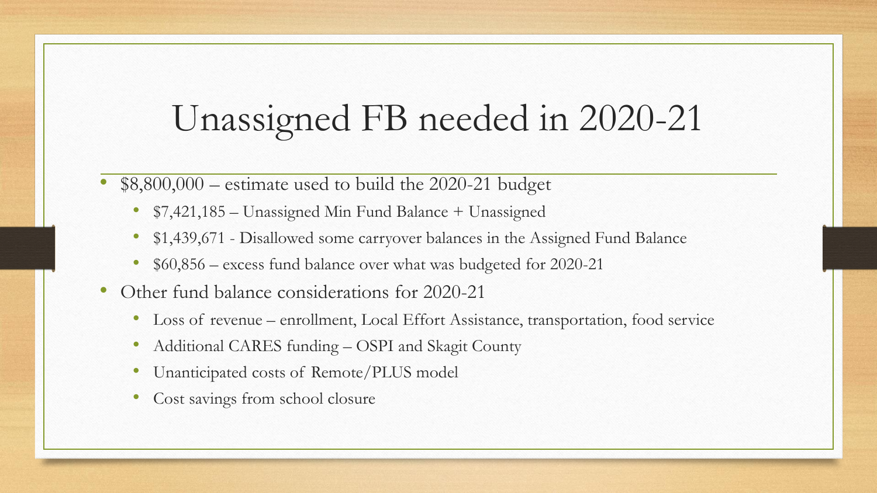# Unassigned FB needed in 2020-21

- $8,800,000 – estimate used to build the 2020-21 budget
  - $7,421,185 – Unassigned Min Fund Balance + Unassigned
  - $1,439,671 - Disallowed some carryover balances in the Assigned Fund Balance
  - $60,856 – excess fund balance over what was budgeted for 2020-21
- Other fund balance considerations for 2020-21
  - Loss of revenue – enrollment, Local Effort Assistance, transportation, food service
  - Additional CARES funding – OSPI and Skagit County
  - Unanticipated costs of Remote/PLUS model
  - Cost savings from school closure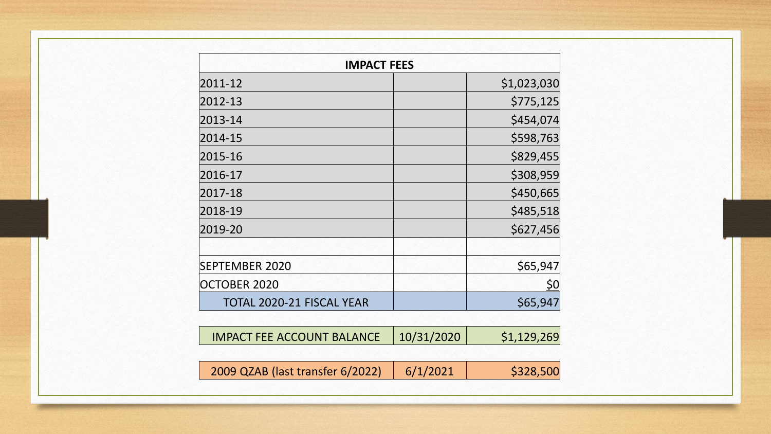| IMPACT FEES | | |
|---|---|---|
| 2011-12 | | $1,023,030 |
| 2012-13 | | $775,125 |
| 2013-14 | | $454,074 |
| 2014-15 | | $598,763 |
| 2015-16 | | $829,455 |
| 2016-17 | | $308,959 |
| 2017-18 | | $450,665 |
| 2018-19 | | $485,518 |
| 2019-20 | | $627,456 |
| | | |
| SEPTEMBER 2020 | | $65,947 |
| OCTOBER 2020 | | $0 |
| TOTAL 2020-21 FISCAL YEAR | | $65,947 |

| IMPACT FEE ACCOUNT BALANCE | 10/31/2020 | $1,129,269 |
|---|---|---|

| 2009 QZAB (last transfer 6/2022) | 6/1/2021 | $328,500 |
|---|---|---|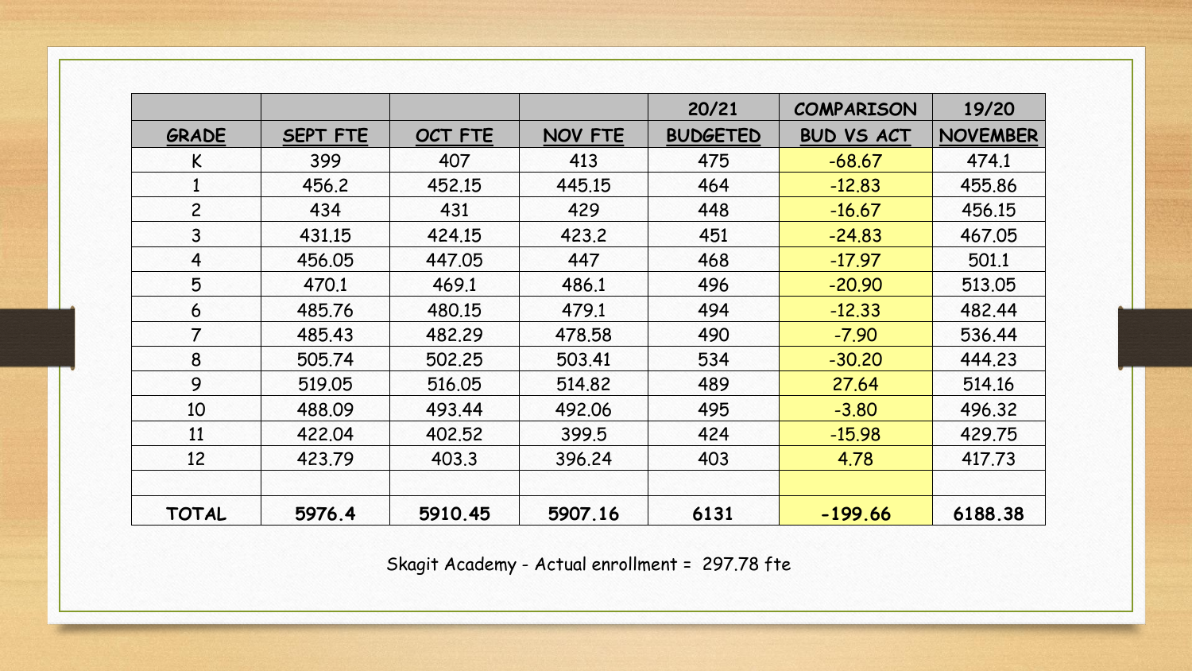| | | | | 20/21 | COMPARISON | 19/20 |
|---|---|---|---|---|---|---|
| GRADE | SEPT FTE | OCT FTE | NOV FTE | BUDGETED | BUD VS ACT | NOVEMBER |
| K | 399 | 407 | 413 | 475 | -68.67 | 474.1 |
| 1 | 456.2 | 452.15 | 445.15 | 464 | -12.83 | 455.86 |
| 2 | 434 | 431 | 429 | 448 | -16.67 | 456.15 |
| 3 | 431.15 | 424.15 | 423.2 | 451 | -24.83 | 467.05 |
| 4 | 456.05 | 447.05 | 447 | 468 | -17.97 | 501.1 |
| 5 | 470.1 | 469.1 | 486.1 | 496 | -20.90 | 513.05 |
| 6 | 485.76 | 480.15 | 479.1 | 494 | -12.33 | 482.44 |
| 7 | 485.43 | 482.29 | 478.58 | 490 | -7.90 | 536.44 |
| 8 | 505.74 | 502.25 | 503.41 | 534 | -30.20 | 444.23 |
| 9 | 519.05 | 516.05 | 514.82 | 489 | 27.64 | 514.16 |
| 10 | 488.09 | 493.44 | 492.06 | 495 | -3.80 | 496.32 |
| 11 | 422.04 | 402.52 | 399.5 | 424 | -15.98 | 429.75 |
| 12 | 423.79 | 403.3 | 396.24 | 403 | 4.78 | 417.73 |
| | | | | | | |
| **TOTAL** | **5976.4** | **5910.45** | **5907.16** | **6131** | **-199.66** | **6188.38** |

Skagit Academy - Actual enrollment = 297.78 fte